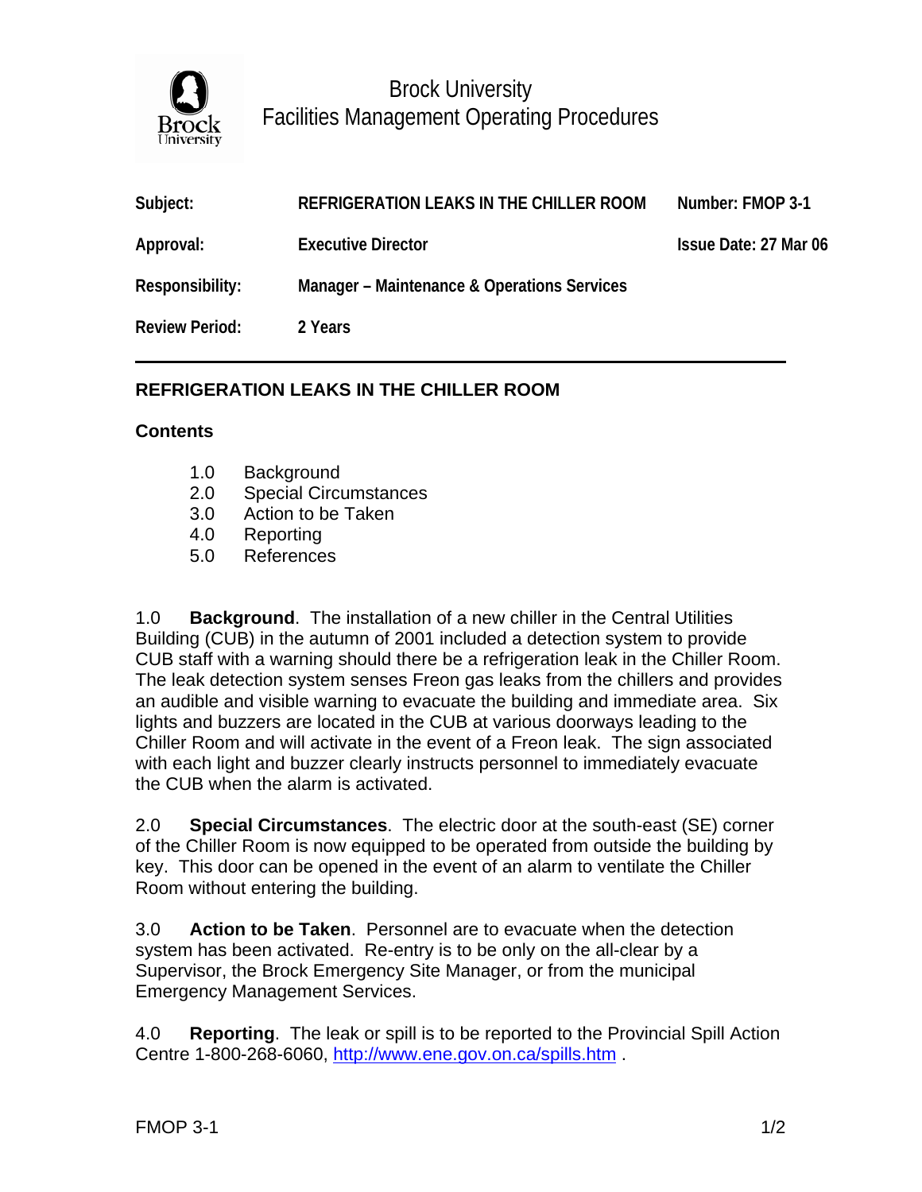Brock University
Facilities Management Operating Procedures

| Subject: | REFRIGERATION LEAKS IN THE CHILLER ROOM | Number: FMOP 3-1 |
|---|---|---|
| Approval: | Executive Director | Issue Date: 27 Mar 06 |
| Responsibility: | Manager – Maintenance & Operations Services | |
| Review Period: | 2 Years | |

## REFRIGERATION LEAKS IN THE CHILLER ROOM

### Contents

1.0 Background
2.0 Special Circumstances
3.0 Action to be Taken
4.0 Reporting
5.0 References

1.0 **Background**. The installation of a new chiller in the Central Utilities Building (CUB) in the autumn of 2001 included a detection system to provide CUB staff with a warning should there be a refrigeration leak in the Chiller Room. The leak detection system senses Freon gas leaks from the chillers and provides an audible and visible warning to evacuate the building and immediate area. Six lights and buzzers are located in the CUB at various doorways leading to the Chiller Room and will activate in the event of a Freon leak. The sign associated with each light and buzzer clearly instructs personnel to immediately evacuate the CUB when the alarm is activated.

2.0 **Special Circumstances**. The electric door at the south-east (SE) corner of the Chiller Room is now equipped to be operated from outside the building by key. This door can be opened in the event of an alarm to ventilate the Chiller Room without entering the building.

3.0 **Action to be Taken**. Personnel are to evacuate when the detection system has been activated. Re-entry is to be only on the all-clear by a Supervisor, the Brock Emergency Site Manager, or from the municipal Emergency Management Services.

4.0 **Reporting**. The leak or spill is to be reported to the Provincial Spill Action Centre 1-800-268-6060, http://www.ene.gov.on.ca/spills.htm .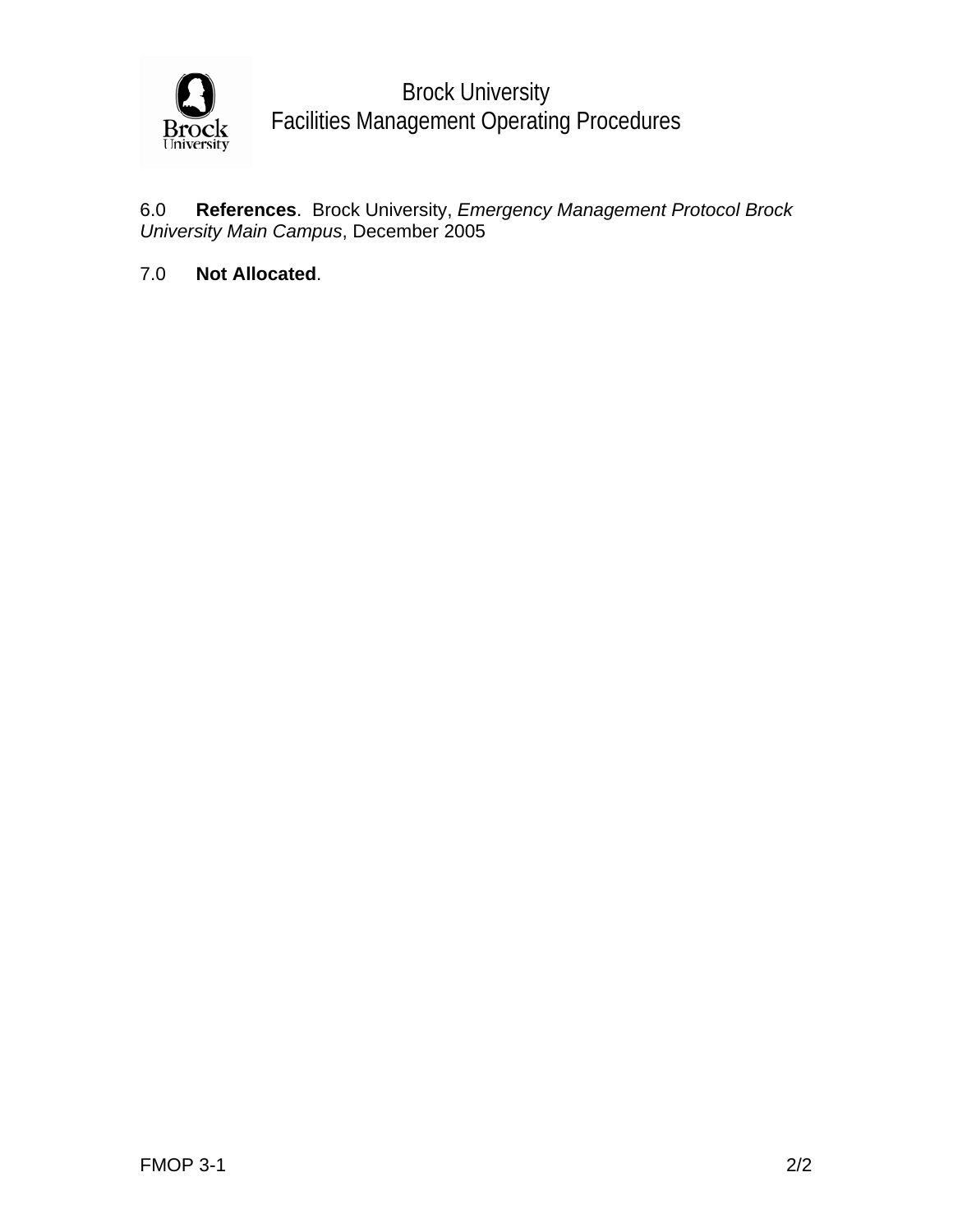6.0 **References**. Brock University, *Emergency Management Protocol Brock University Main Campus*, December 2005

7.0 **Not Allocated**.